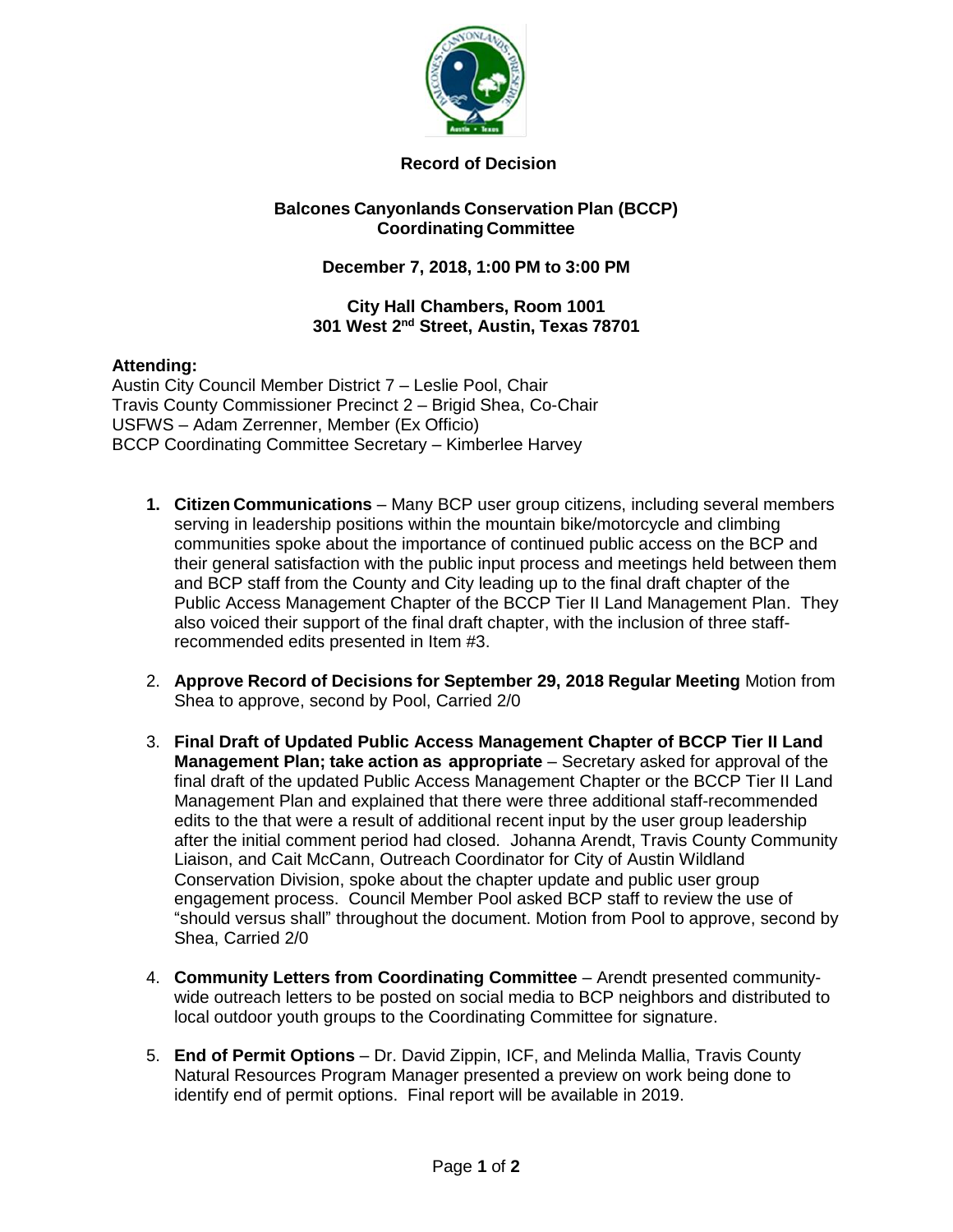**Record of Decision**

**Balcones Canyonlands Conservation Plan (BCCP) Coordinating Committee**

**December 7, 2018, 1:00 PM to 3:00 PM**

**City Hall Chambers, Room 1001**
**301 West 2nd Street, Austin, Texas 78701**

**Attending:**
Austin City Council Member District 7 – Leslie Pool, Chair
Travis County Commissioner Precinct 2 – Brigid Shea, Co-Chair
USFWS – Adam Zerrenner, Member (Ex Officio)
BCCP Coordinating Committee Secretary – Kimberlee Harvey

1. **Citizen Communications** – Many BCP user group citizens, including several members serving in leadership positions within the mountain bike/motorcycle and climbing communities spoke about the importance of continued public access on the BCP and their general satisfaction with the public input process and meetings held between them and BCP staff from the County and City leading up to the final draft chapter of the Public Access Management Chapter of the BCCP Tier II Land Management Plan. They also voiced their support of the final draft chapter, with the inclusion of three staff-recommended edits presented in Item #3.

2. **Approve Record of Decisions for September 29, 2018 Regular Meeting** Motion from Shea to approve, second by Pool, Carried 2/0

3. **Final Draft of Updated Public Access Management Chapter of BCCP Tier II Land Management Plan; take action as appropriate** – Secretary asked for approval of the final draft of the updated Public Access Management Chapter or the BCCP Tier II Land Management Plan and explained that there were three additional staff-recommended edits to the that were a result of additional recent input by the user group leadership after the initial comment period had closed. Johanna Arendt, Travis County Community Liaison, and Cait McCann, Outreach Coordinator for City of Austin Wildland Conservation Division, spoke about the chapter update and public user group engagement process. Council Member Pool asked BCP staff to review the use of "should versus shall" throughout the document. Motion from Pool to approve, second by Shea, Carried 2/0

4. **Community Letters from Coordinating Committee** – Arendt presented community-wide outreach letters to be posted on social media to BCP neighbors and distributed to local outdoor youth groups to the Coordinating Committee for signature.

5. **End of Permit Options** – Dr. David Zippin, ICF, and Melinda Mallia, Travis County Natural Resources Program Manager presented a preview on work being done to identify end of permit options. Final report will be available in 2019.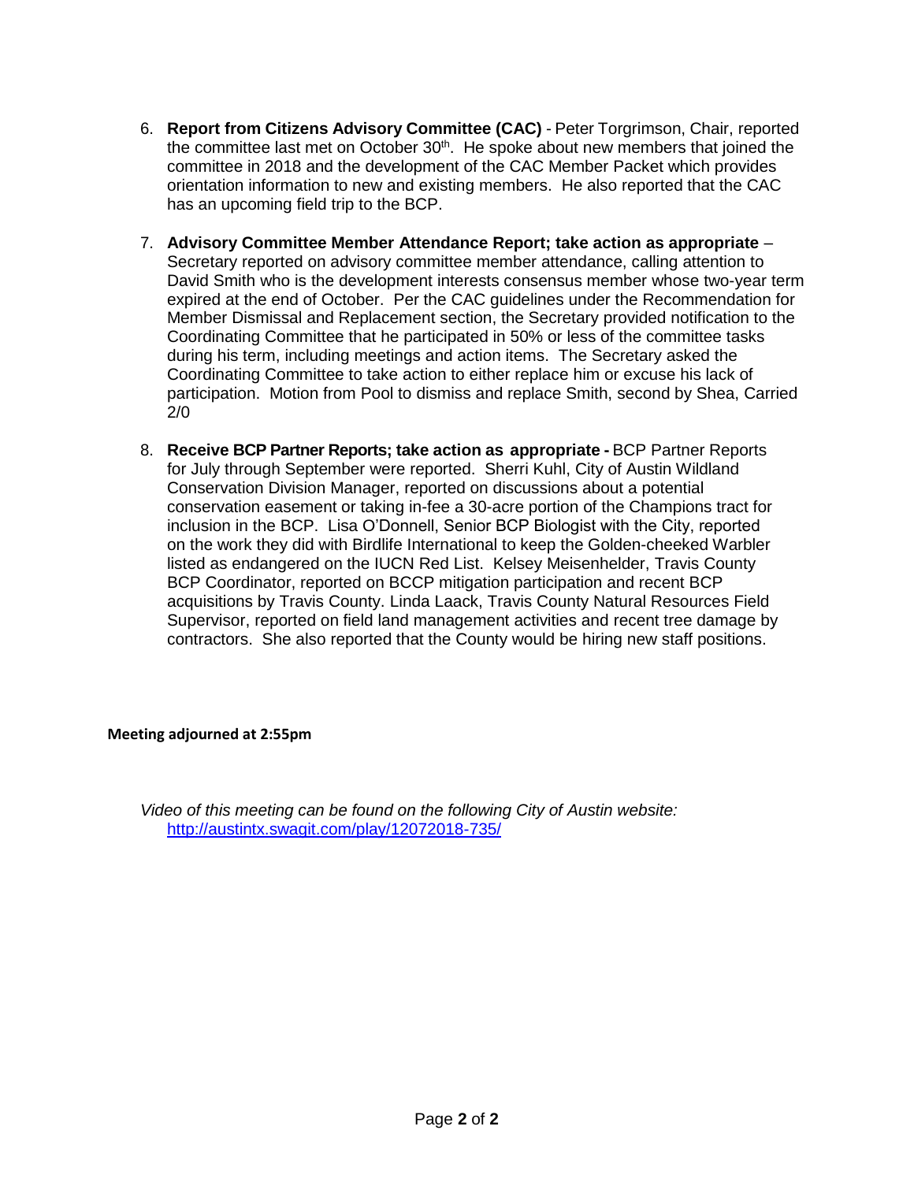6. **Report from Citizens Advisory Committee (CAC)** - Peter Torgrimson, Chair, reported the committee last met on October 30th. He spoke about new members that joined the committee in 2018 and the development of the CAC Member Packet which provides orientation information to new and existing members. He also reported that the CAC has an upcoming field trip to the BCP.

7. **Advisory Committee Member Attendance Report; take action as appropriate** – Secretary reported on advisory committee member attendance, calling attention to David Smith who is the development interests consensus member whose two-year term expired at the end of October. Per the CAC guidelines under the Recommendation for Member Dismissal and Replacement section, the Secretary provided notification to the Coordinating Committee that he participated in 50% or less of the committee tasks during his term, including meetings and action items. The Secretary asked the Coordinating Committee to take action to either replace him or excuse his lack of participation. Motion from Pool to dismiss and replace Smith, second by Shea, Carried 2/0

8. **Receive BCP Partner Reports; take action as appropriate -** BCP Partner Reports for July through September were reported. Sherri Kuhl, City of Austin Wildland Conservation Division Manager, reported on discussions about a potential conservation easement or taking in-fee a 30-acre portion of the Champions tract for inclusion in the BCP. Lisa O'Donnell, Senior BCP Biologist with the City, reported on the work they did with Birdlife International to keep the Golden-cheeked Warbler listed as endangered on the IUCN Red List. Kelsey Meisenhelder, Travis County BCP Coordinator, reported on BCCP mitigation participation and recent BCP acquisitions by Travis County. Linda Laack, Travis County Natural Resources Field Supervisor, reported on field land management activities and recent tree damage by contractors. She also reported that the County would be hiring new staff positions.

**Meeting adjourned at 2:55pm**

*Video of this meeting can be found on the following City of Austin website:*
http://austintx.swagit.com/play/12072018-735/